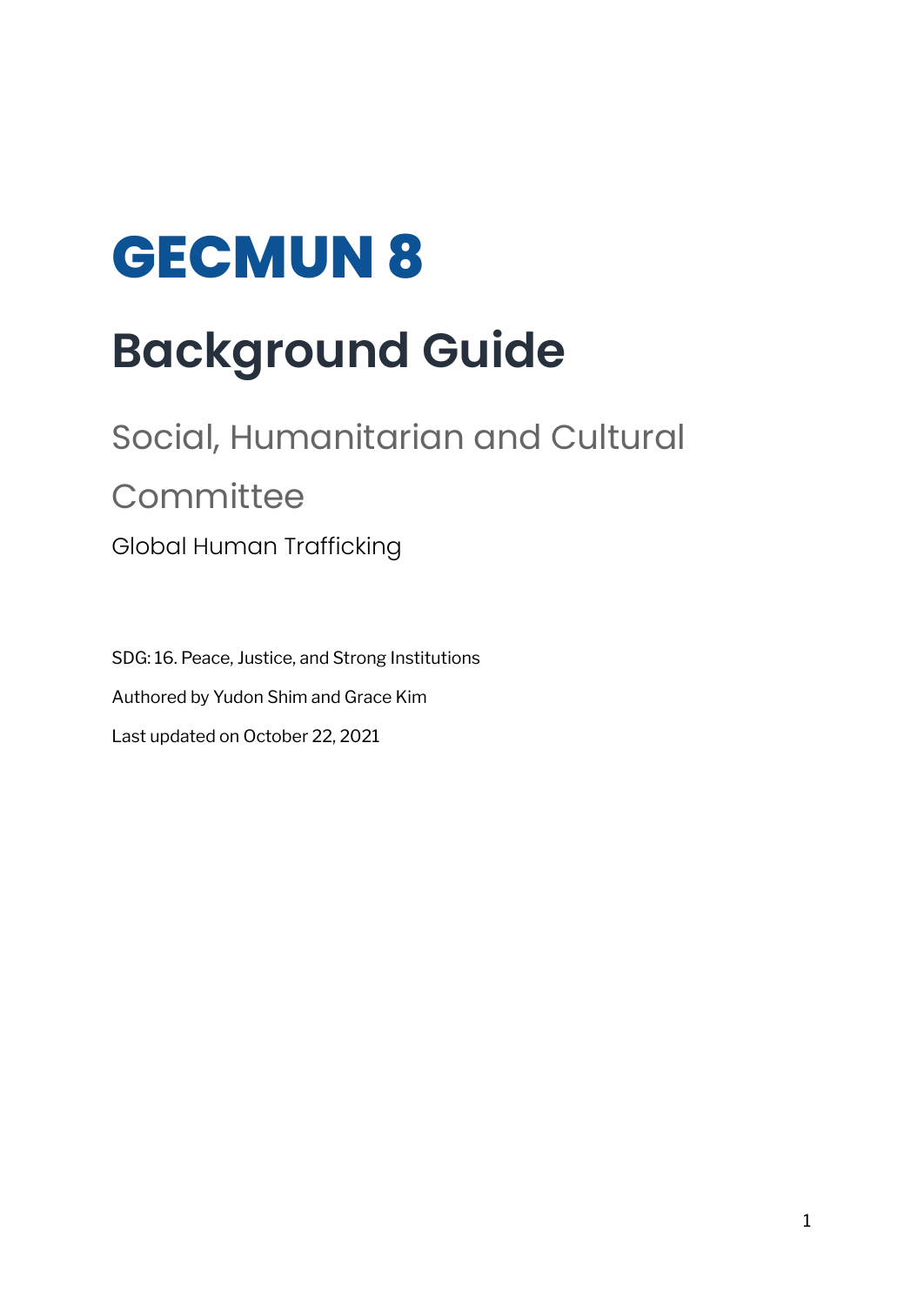# GECMUN 8

## Background Guide

### Social, Humanitarian and Cultural Committee

Global Human Trafficking

SDG: 16. Peace, Justice, and Strong Institutions

Authored by Yudon Shim and Grace Kim

Last updated on October 22, 2021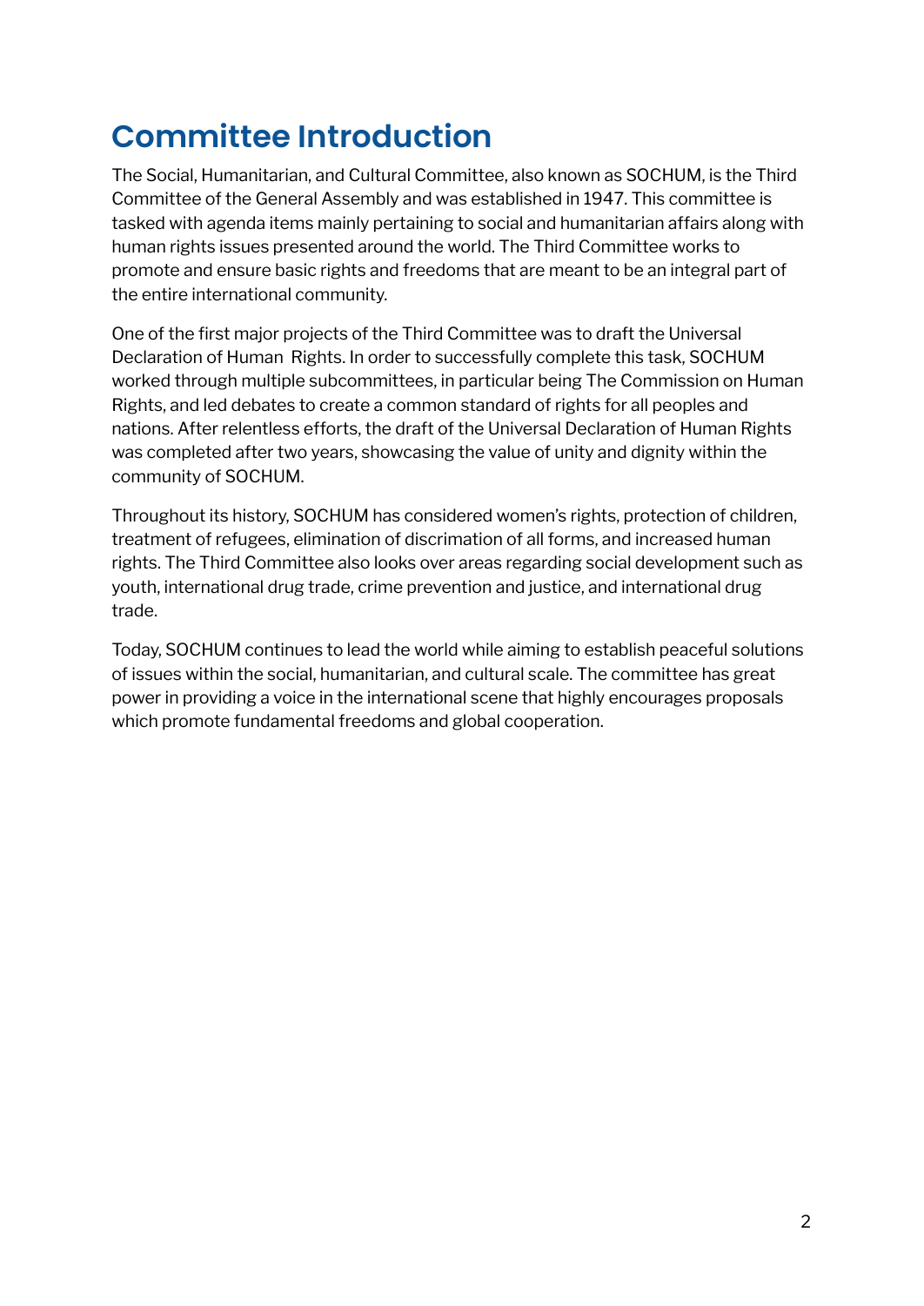# Committee Introduction

The Social, Humanitarian, and Cultural Committee, also known as SOCHUM, is the Third Committee of the General Assembly and was established in 1947. This committee is tasked with agenda items mainly pertaining to social and humanitarian affairs along with human rights issues presented around the world. The Third Committee works to promote and ensure basic rights and freedoms that are meant to be an integral part of the entire international community.

One of the first major projects of the Third Committee was to draft the Universal Declaration of Human Rights. In order to successfully complete this task, SOCHUM worked through multiple subcommittees, in particular being The Commission on Human Rights, and led debates to create a common standard of rights for all peoples and nations. After relentless efforts, the draft of the Universal Declaration of Human Rights was completed after two years, showcasing the value of unity and dignity within the community of SOCHUM.

Throughout its history, SOCHUM has considered women's rights, protection of children, treatment of refugees, elimination of discrimation of all forms, and increased human rights. The Third Committee also looks over areas regarding social development such as youth, international drug trade, crime prevention and justice, and international drug trade.

Today, SOCHUM continues to lead the world while aiming to establish peaceful solutions of issues within the social, humanitarian, and cultural scale. The committee has great power in providing a voice in the international scene that highly encourages proposals which promote fundamental freedoms and global cooperation.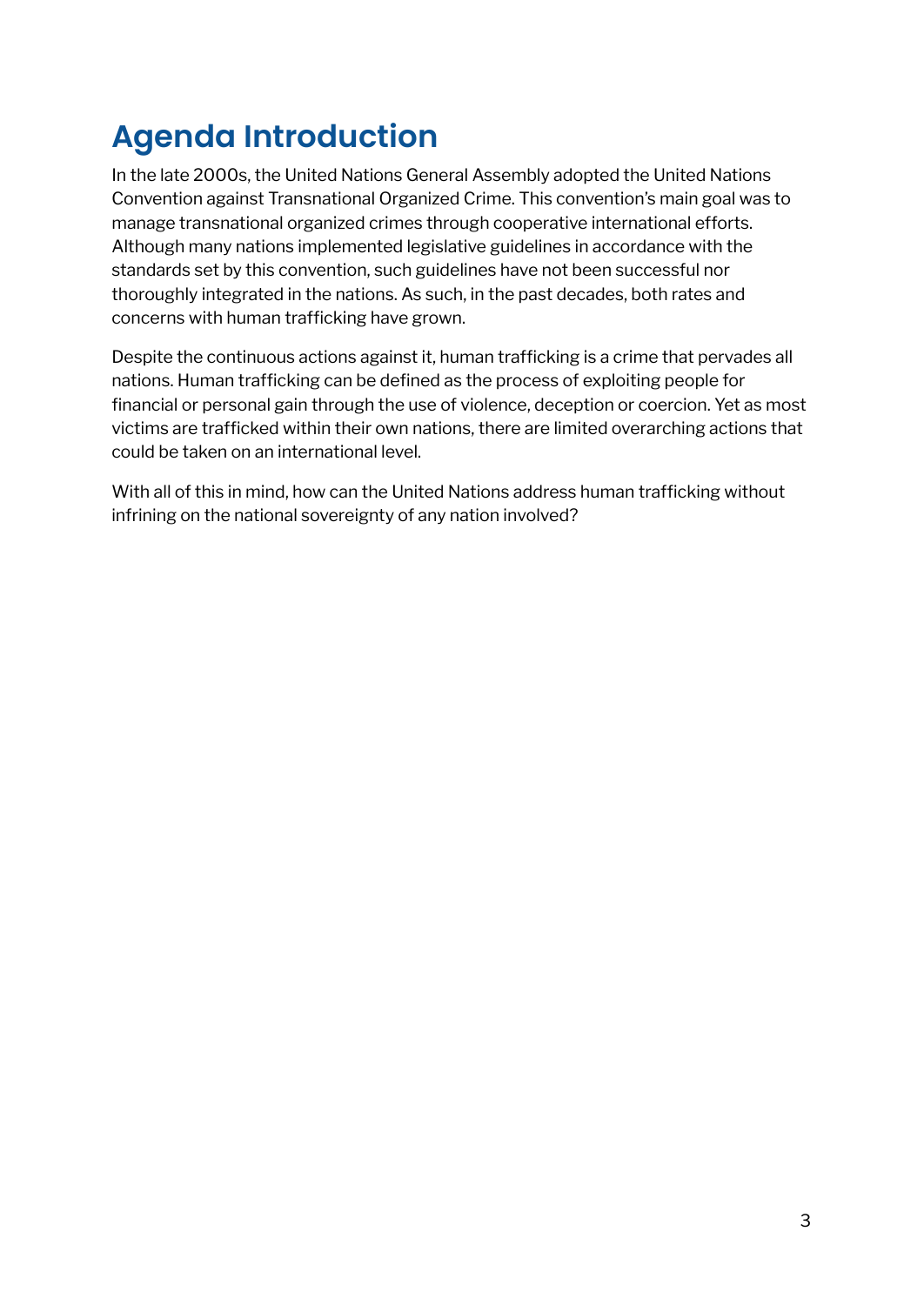# Agenda Introduction

In the late 2000s, the United Nations General Assembly adopted the United Nations Convention against Transnational Organized Crime. This convention's main goal was to manage transnational organized crimes through cooperative international efforts. Although many nations implemented legislative guidelines in accordance with the standards set by this convention, such guidelines have not been successful nor thoroughly integrated in the nations. As such, in the past decades, both rates and concerns with human trafficking have grown.

Despite the continuous actions against it, human trafficking is a crime that pervades all nations. Human trafficking can be defined as the process of exploiting people for financial or personal gain through the use of violence, deception or coercion. Yet as most victims are trafficked within their own nations, there are limited overarching actions that could be taken on an international level.

With all of this in mind, how can the United Nations address human trafficking without infrining on the national sovereignty of any nation involved?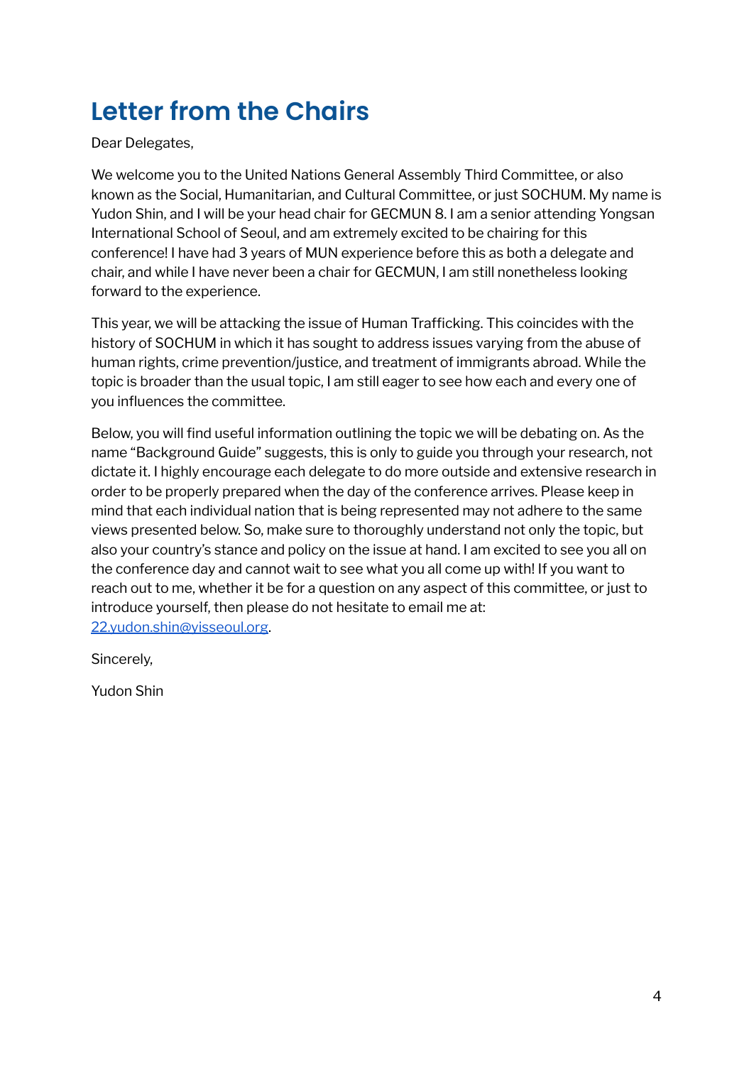# Letter from the Chairs

Dear Delegates,

We welcome you to the United Nations General Assembly Third Committee, or also known as the Social, Humanitarian, and Cultural Committee, or just SOCHUM. My name is Yudon Shin, and I will be your head chair for GECMUN 8. I am a senior attending Yongsan International School of Seoul, and am extremely excited to be chairing for this conference! I have had 3 years of MUN experience before this as both a delegate and chair, and while I have never been a chair for GECMUN, I am still nonetheless looking forward to the experience.

This year, we will be attacking the issue of Human Trafficking. This coincides with the history of SOCHUM in which it has sought to address issues varying from the abuse of human rights, crime prevention/justice, and treatment of immigrants abroad. While the topic is broader than the usual topic, I am still eager to see how each and every one of you influences the committee.

Below, you will find useful information outlining the topic we will be debating on. As the name "Background Guide" suggests, this is only to guide you through your research, not dictate it. I highly encourage each delegate to do more outside and extensive research in order to be properly prepared when the day of the conference arrives. Please keep in mind that each individual nation that is being represented may not adhere to the same views presented below. So, make sure to thoroughly understand not only the topic, but also your country's stance and policy on the issue at hand. I am excited to see you all on the conference day and cannot wait to see what you all come up with! If you want to reach out to me, whether it be for a question on any aspect of this committee, or just to introduce yourself, then please do not hesitate to email me at: [22.yudon.shin@yisseoul.org](mailto:22.yudon.shin@yisseoul.org).

Sincerely,

Yudon Shin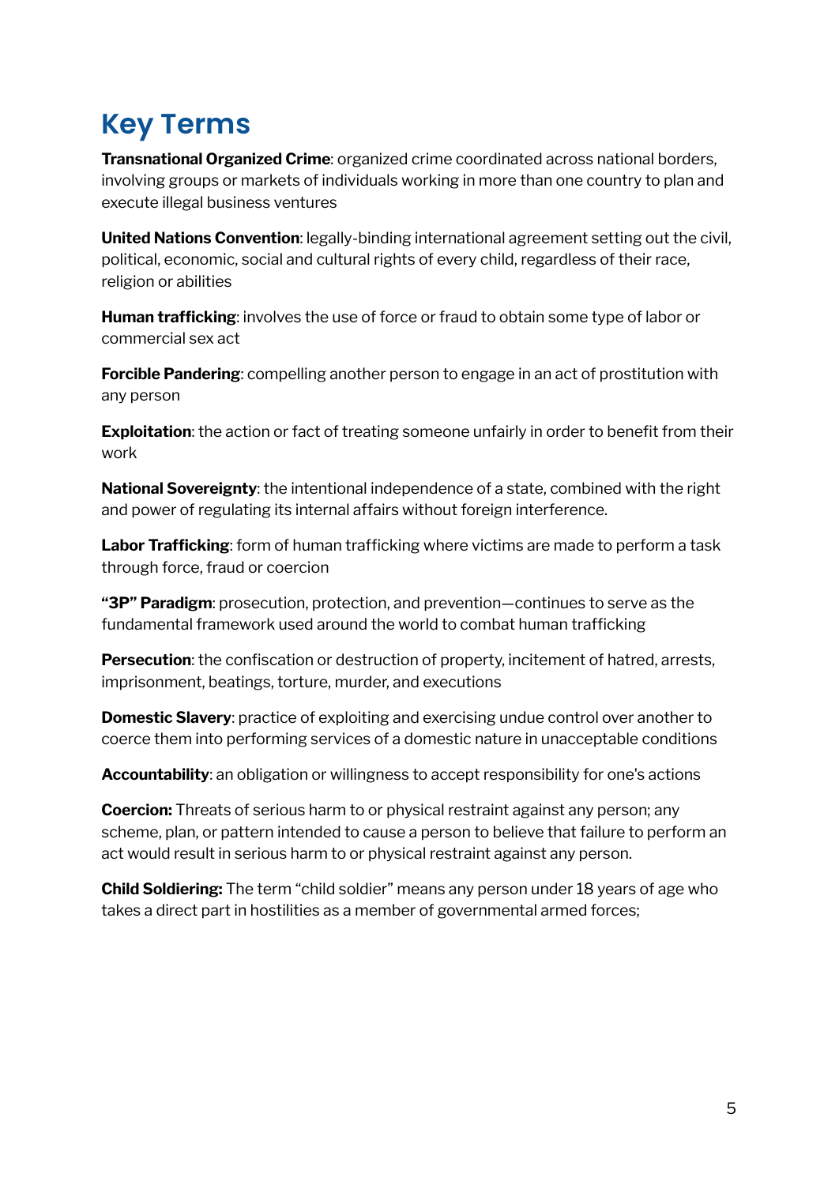# Key Terms

**Transnational Organized Crime**: organized crime coordinated across national borders, involving groups or markets of individuals working in more than one country to plan and execute illegal business ventures

**United Nations Convention**: legally-binding international agreement setting out the civil, political, economic, social and cultural rights of every child, regardless of their race, religion or abilities

**Human trafficking**: involves the use of force or fraud to obtain some type of labor or commercial sex act

**Forcible Pandering**: compelling another person to engage in an act of prostitution with any person

**Exploitation**: the action or fact of treating someone unfairly in order to benefit from their work

**National Sovereignty**: the intentional independence of a state, combined with the right and power of regulating its internal affairs without foreign interference.

**Labor Trafficking**: form of human trafficking where victims are made to perform a task through force, fraud or coercion

**"3P" Paradigm**: prosecution, protection, and prevention—continues to serve as the fundamental framework used around the world to combat human trafficking

**Persecution**: the confiscation or destruction of property, incitement of hatred, arrests, imprisonment, beatings, torture, murder, and executions

**Domestic Slavery**: practice of exploiting and exercising undue control over another to coerce them into performing services of a domestic nature in unacceptable conditions

**Accountability**: an obligation or willingness to accept responsibility for one's actions

**Coercion:** Threats of serious harm to or physical restraint against any person; any scheme, plan, or pattern intended to cause a person to believe that failure to perform an act would result in serious harm to or physical restraint against any person.

**Child Soldiering:** The term "child soldier" means any person under 18 years of age who takes a direct part in hostilities as a member of governmental armed forces;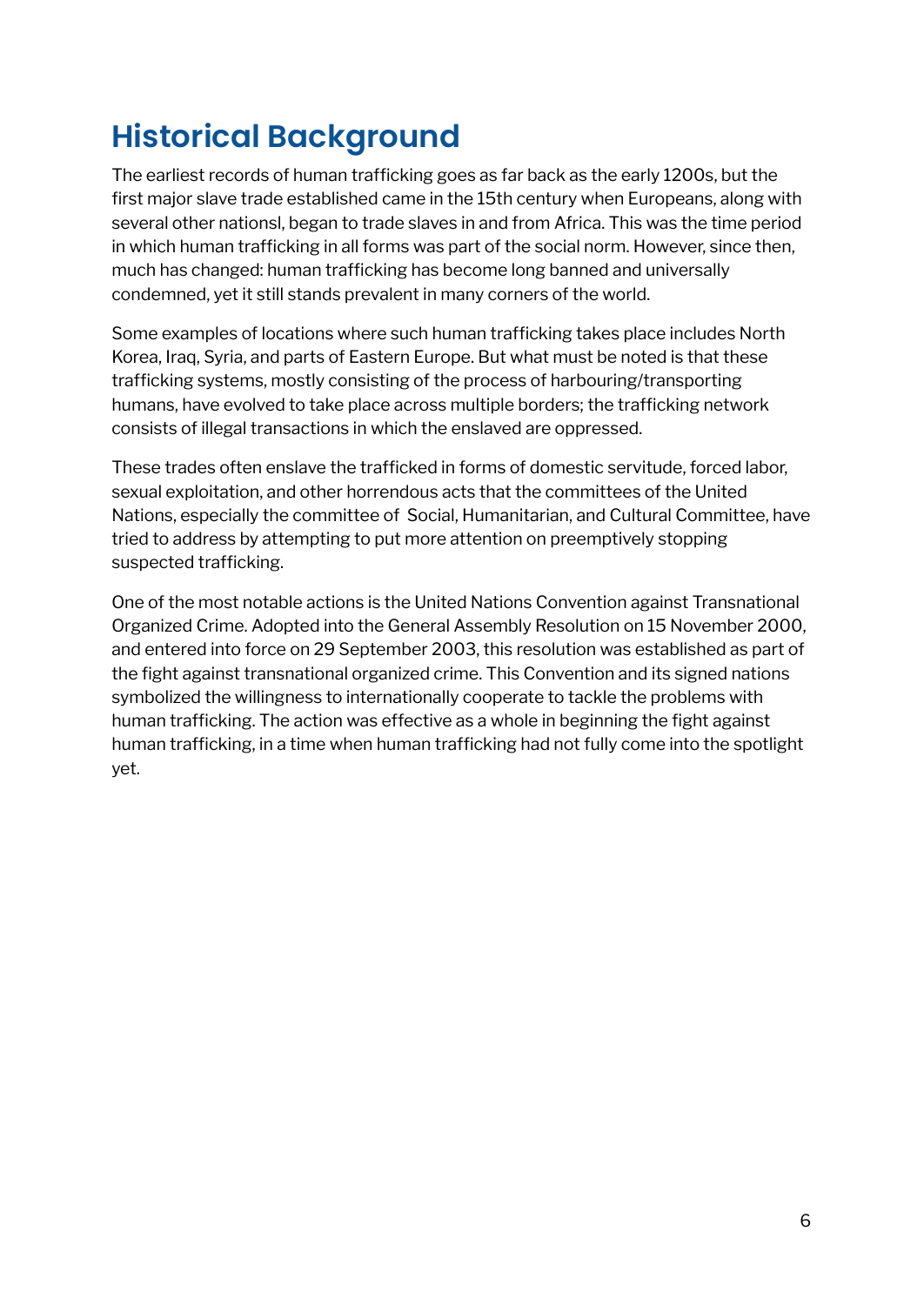# Historical Background

The earliest records of human trafficking goes as far back as the early 1200s, but the first major slave trade established came in the 15th century when Europeans, along with several other nationsl, began to trade slaves in and from Africa. This was the time period in which human trafficking in all forms was part of the social norm. However, since then, much has changed: human trafficking has become long banned and universally condemned, yet it still stands prevalent in many corners of the world.

Some examples of locations where such human trafficking takes place includes North Korea, Iraq, Syria, and parts of Eastern Europe. But what must be noted is that these trafficking systems, mostly consisting of the process of harbouring/transporting humans, have evolved to take place across multiple borders; the trafficking network consists of illegal transactions in which the enslaved are oppressed.

These trades often enslave the trafficked in forms of domestic servitude, forced labor, sexual exploitation, and other horrendous acts that the committees of the United Nations, especially the committee of  Social, Humanitarian, and Cultural Committee, have tried to address by attempting to put more attention on preemptively stopping suspected trafficking.

One of the most notable actions is the United Nations Convention against Transnational Organized Crime. Adopted into the General Assembly Resolution on 15 November 2000, and entered into force on 29 September 2003, this resolution was established as part of the fight against transnational organized crime. This Convention and its signed nations symbolized the willingness to internationally cooperate to tackle the problems with human trafficking. The action was effective as a whole in beginning the fight against human trafficking, in a time when human trafficking had not fully come into the spotlight yet.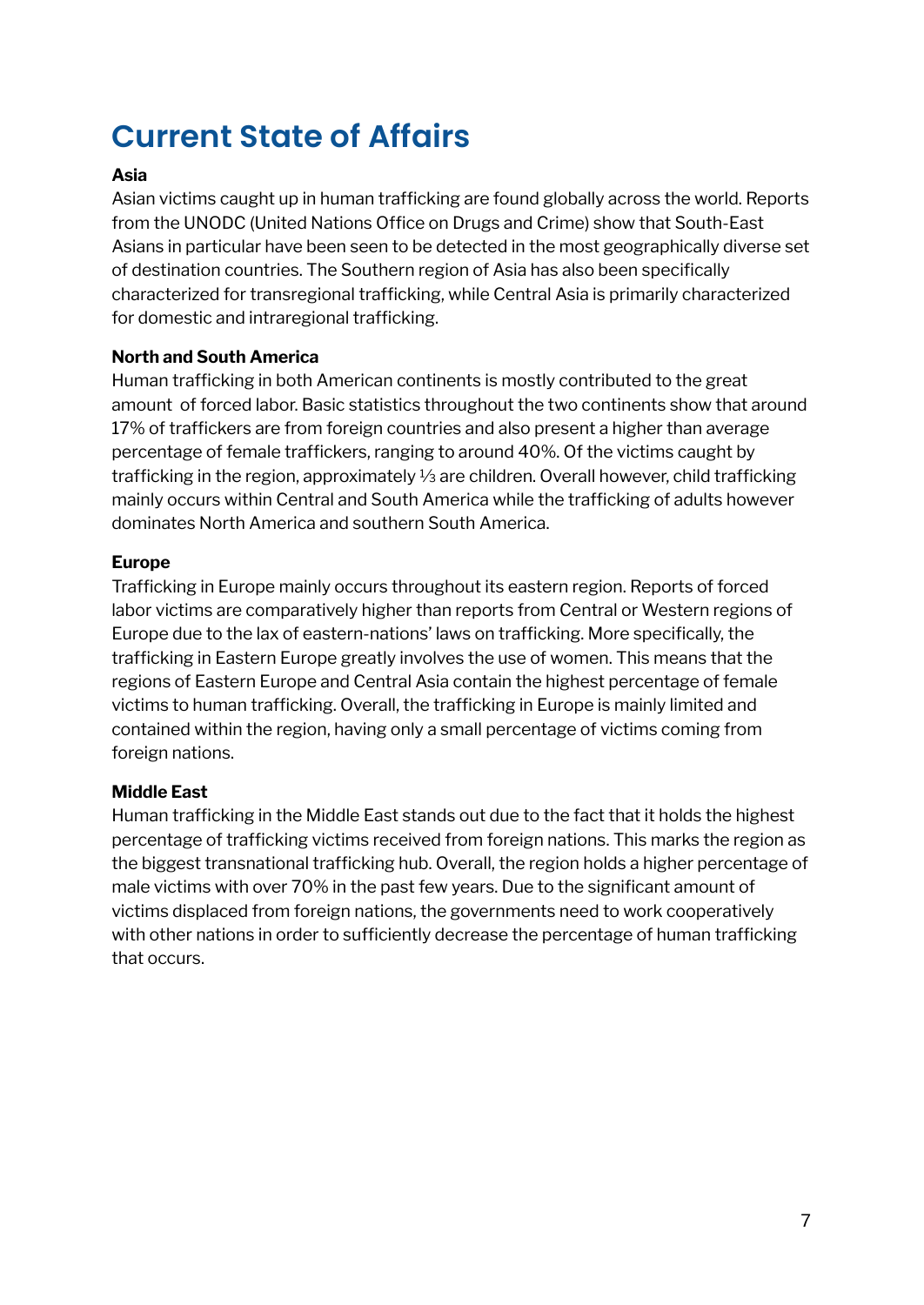# Current State of Affairs

**Asia**

Asian victims caught up in human trafficking are found globally across the world. Reports from the UNODC (United Nations Office on Drugs and Crime) show that South-East Asians in particular have been seen to be detected in the most geographically diverse set of destination countries. The Southern region of Asia has also been specifically characterized for transregional trafficking, while Central Asia is primarily characterized for domestic and intraregional trafficking.

**North and South America**

Human trafficking in both American continents is mostly contributed to the great amount of forced labor. Basic statistics throughout the two continents show that around 17% of traffickers are from foreign countries and also present a higher than average percentage of female traffickers, ranging to around 40%. Of the victims caught by trafficking in the region, approximately ⅓ are children. Overall however, child trafficking mainly occurs within Central and South America while the trafficking of adults however dominates North America and southern South America.

**Europe**

Trafficking in Europe mainly occurs throughout its eastern region. Reports of forced labor victims are comparatively higher than reports from Central or Western regions of Europe due to the lax of eastern-nations' laws on trafficking. More specifically, the trafficking in Eastern Europe greatly involves the use of women. This means that the regions of Eastern Europe and Central Asia contain the highest percentage of female victims to human trafficking. Overall, the trafficking in Europe is mainly limited and contained within the region, having only a small percentage of victims coming from foreign nations.

**Middle East**

Human trafficking in the Middle East stands out due to the fact that it holds the highest percentage of trafficking victims received from foreign nations. This marks the region as the biggest transnational trafficking hub. Overall, the region holds a higher percentage of male victims with over 70% in the past few years. Due to the significant amount of victims displaced from foreign nations, the governments need to work cooperatively with other nations in order to sufficiently decrease the percentage of human trafficking that occurs.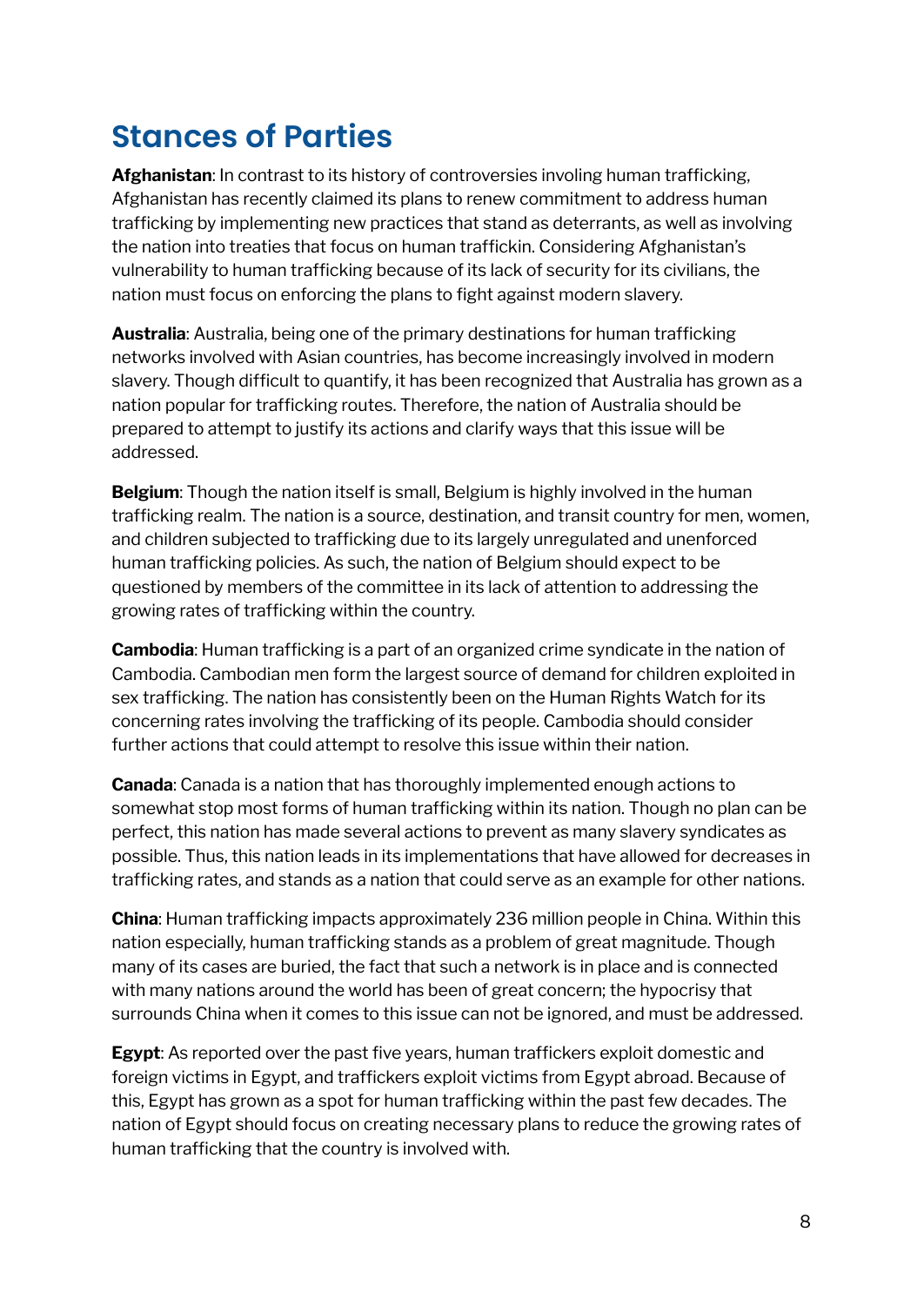## Stances of Parties

**Afghanistan**: In contrast to its history of controversies involing human trafficking, Afghanistan has recently claimed its plans to renew commitment to address human trafficking by implementing new practices that stand as deterrants, as well as involving the nation into treaties that focus on human traffickin. Considering Afghanistan's vulnerability to human trafficking because of its lack of security for its civilians, the nation must focus on enforcing the plans to fight against modern slavery.

**Australia**: Australia, being one of the primary destinations for human trafficking networks involved with Asian countries, has become increasingly involved in modern slavery. Though difficult to quantify, it has been recognized that Australia has grown as a nation popular for trafficking routes. Therefore, the nation of Australia should be prepared to attempt to justify its actions and clarify ways that this issue will be addressed.

**Belgium**: Though the nation itself is small, Belgium is highly involved in the human trafficking realm. The nation is a source, destination, and transit country for men, women, and children subjected to trafficking due to its largely unregulated and unenforced human trafficking policies. As such, the nation of Belgium should expect to be questioned by members of the committee in its lack of attention to addressing the growing rates of trafficking within the country.

**Cambodia**: Human trafficking is a part of an organized crime syndicate in the nation of Cambodia. Cambodian men form the largest source of demand for children exploited in sex trafficking. The nation has consistently been on the Human Rights Watch for its concerning rates involving the trafficking of its people. Cambodia should consider further actions that could attempt to resolve this issue within their nation.

**Canada**: Canada is a nation that has thoroughly implemented enough actions to somewhat stop most forms of human trafficking within its nation. Though no plan can be perfect, this nation has made several actions to prevent as many slavery syndicates as possible. Thus, this nation leads in its implementations that have allowed for decreases in trafficking rates, and stands as a nation that could serve as an example for other nations.

**China**: Human trafficking impacts approximately 236 million people in China. Within this nation especially, human trafficking stands as a problem of great magnitude. Though many of its cases are buried, the fact that such a network is in place and is connected with many nations around the world has been of great concern; the hypocrisy that surrounds China when it comes to this issue can not be ignored, and must be addressed.

**Egypt**: As reported over the past five years, human traffickers exploit domestic and foreign victims in Egypt, and traffickers exploit victims from Egypt abroad. Because of this, Egypt has grown as a spot for human trafficking within the past few decades. The nation of Egypt should focus on creating necessary plans to reduce the growing rates of human trafficking that the country is involved with.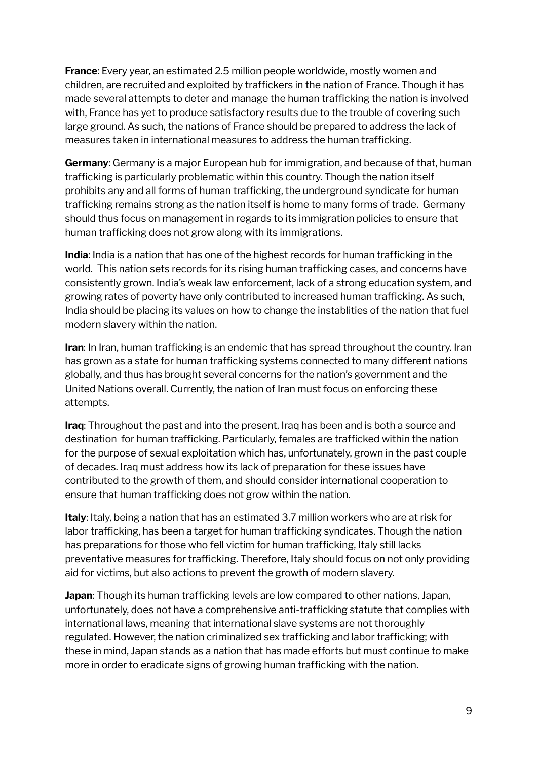**France**: Every year, an estimated 2.5 million people worldwide, mostly women and children, are recruited and exploited by traffickers in the nation of France. Though it has made several attempts to deter and manage the human trafficking the nation is involved with, France has yet to produce satisfactory results due to the trouble of covering such large ground. As such, the nations of France should be prepared to address the lack of measures taken in international measures to address the human trafficking.

**Germany**: Germany is a major European hub for immigration, and because of that, human trafficking is particularly problematic within this country. Though the nation itself prohibits any and all forms of human trafficking, the underground syndicate for human trafficking remains strong as the nation itself is home to many forms of trade. Germany should thus focus on management in regards to its immigration policies to ensure that human trafficking does not grow along with its immigrations.

**India**: India is a nation that has one of the highest records for human trafficking in the world. This nation sets records for its rising human trafficking cases, and concerns have consistently grown. India's weak law enforcement, lack of a strong education system, and growing rates of poverty have only contributed to increased human trafficking. As such, India should be placing its values on how to change the instablities of the nation that fuel modern slavery within the nation.

**Iran**: In Iran, human trafficking is an endemic that has spread throughout the country. Iran has grown as a state for human trafficking systems connected to many different nations globally, and thus has brought several concerns for the nation's government and the United Nations overall. Currently, the nation of Iran must focus on enforcing these attempts.

**Iraq**: Throughout the past and into the present, Iraq has been and is both a source and destination for human trafficking. Particularly, females are trafficked within the nation for the purpose of sexual exploitation which has, unfortunately, grown in the past couple of decades. Iraq must address how its lack of preparation for these issues have contributed to the growth of them, and should consider international cooperation to ensure that human trafficking does not grow within the nation.

**Italy**: Italy, being a nation that has an estimated 3.7 million workers who are at risk for labor trafficking, has been a target for human trafficking syndicates. Though the nation has preparations for those who fell victim for human trafficking, Italy still lacks preventative measures for trafficking. Therefore, Italy should focus on not only providing aid for victims, but also actions to prevent the growth of modern slavery.

**Japan**: Though its human trafficking levels are low compared to other nations, Japan, unfortunately, does not have a comprehensive anti-trafficking statute that complies with international laws, meaning that international slave systems are not thoroughly regulated. However, the nation criminalized sex trafficking and labor trafficking; with these in mind, Japan stands as a nation that has made efforts but must continue to make more in order to eradicate signs of growing human trafficking with the nation.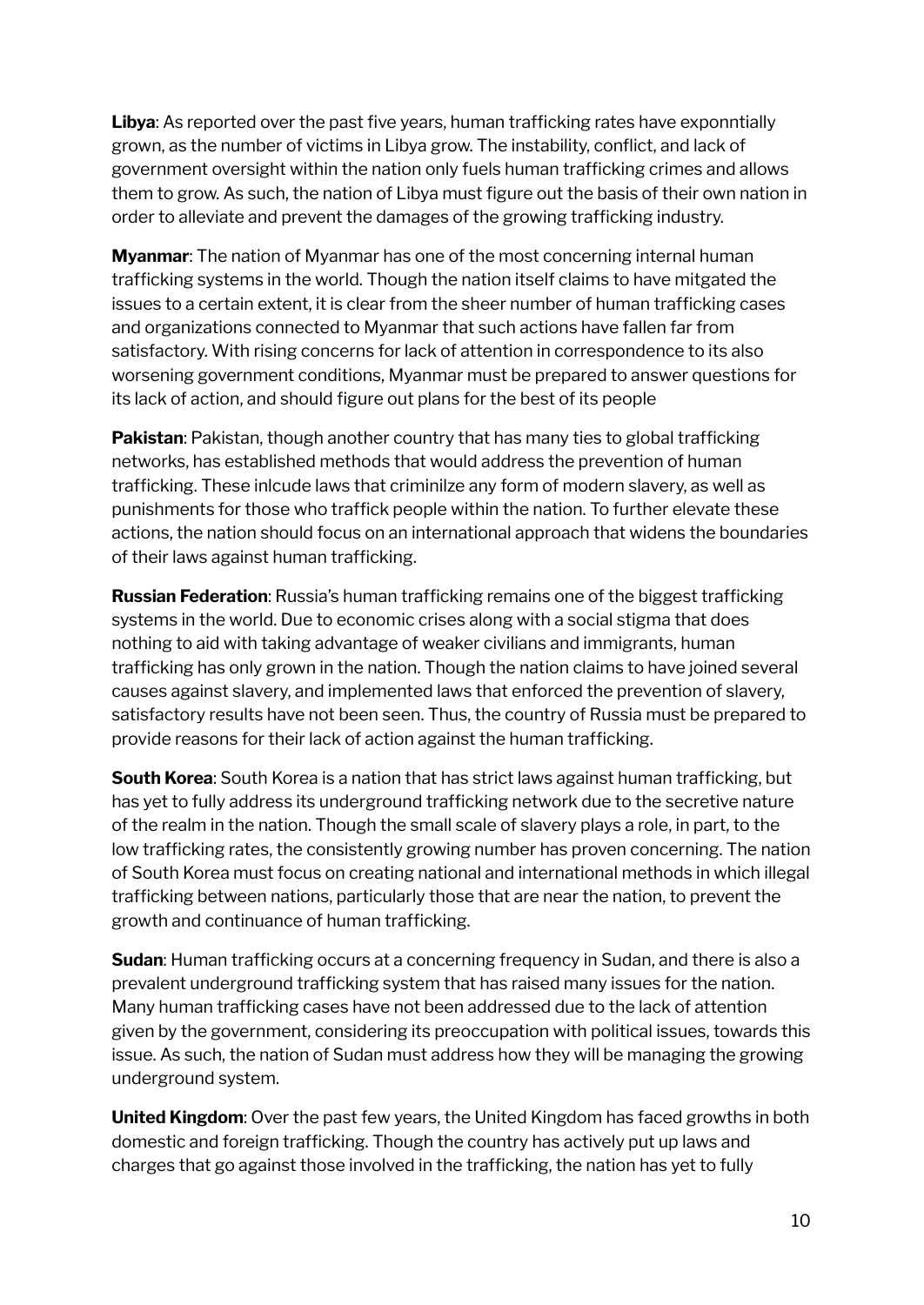**Libya**: As reported over the past five years, human trafficking rates have exponntially grown, as the number of victims in Libya grow. The instability, conflict, and lack of government oversight within the nation only fuels human trafficking crimes and allows them to grow. As such, the nation of Libya must figure out the basis of their own nation in order to alleviate and prevent the damages of the growing trafficking industry.

**Myanmar**: The nation of Myanmar has one of the most concerning internal human trafficking systems in the world. Though the nation itself claims to have mitgated the issues to a certain extent, it is clear from the sheer number of human trafficking cases and organizations connected to Myanmar that such actions have fallen far from satisfactory. With rising concerns for lack of attention in correspondence to its also worsening government conditions, Myanmar must be prepared to answer questions for its lack of action, and should figure out plans for the best of its people

**Pakistan**: Pakistan, though another country that has many ties to global trafficking networks, has established methods that would address the prevention of human trafficking. These inlcude laws that criminilze any form of modern slavery, as well as punishments for those who traffick people within the nation. To further elevate these actions, the nation should focus on an international approach that widens the boundaries of their laws against human trafficking.

**Russian Federation**: Russia's human trafficking remains one of the biggest trafficking systems in the world. Due to economic crises along with a social stigma that does nothing to aid with taking advantage of weaker civilians and immigrants, human trafficking has only grown in the nation. Though the nation claims to have joined several causes against slavery, and implemented laws that enforced the prevention of slavery, satisfactory results have not been seen. Thus, the country of Russia must be prepared to provide reasons for their lack of action against the human trafficking.

**South Korea**: South Korea is a nation that has strict laws against human trafficking, but has yet to fully address its underground trafficking network due to the secretive nature of the realm in the nation. Though the small scale of slavery plays a role, in part, to the low trafficking rates, the consistently growing number has proven concerning. The nation of South Korea must focus on creating national and international methods in which illegal trafficking between nations, particularly those that are near the nation, to prevent the growth and continuance of human trafficking.

**Sudan**: Human trafficking occurs at a concerning frequency in Sudan, and there is also a prevalent underground trafficking system that has raised many issues for the nation. Many human trafficking cases have not been addressed due to the lack of attention given by the government, considering its preoccupation with political issues, towards this issue. As such, the nation of Sudan must address how they will be managing the growing underground system.

**United Kingdom**: Over the past few years, the United Kingdom has faced growths in both domestic and foreign trafficking. Though the country has actively put up laws and charges that go against those involved in the trafficking, the nation has yet to fully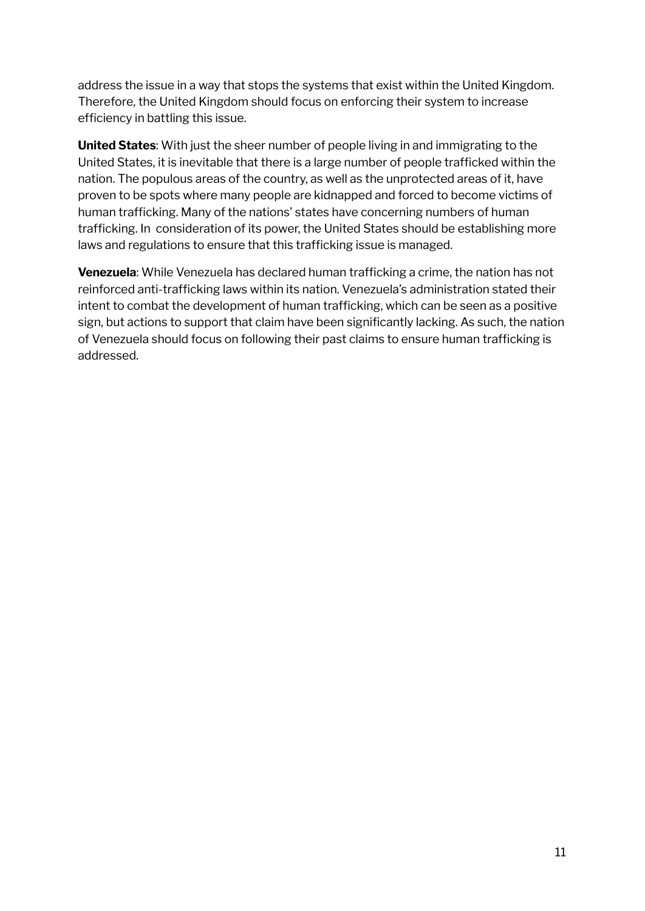address the issue in a way that stops the systems that exist within the United Kingdom. Therefore, the United Kingdom should focus on enforcing their system to increase efficiency in battling this issue.

**United States**: With just the sheer number of people living in and immigrating to the United States, it is inevitable that there is a large number of people trafficked within the nation. The populous areas of the country, as well as the unprotected areas of it, have proven to be spots where many people are kidnapped and forced to become victims of human trafficking. Many of the nations' states have concerning numbers of human trafficking. In consideration of its power, the United States should be establishing more laws and regulations to ensure that this trafficking issue is managed.

**Venezuela**: While Venezuela has declared human trafficking a crime, the nation has not reinforced anti-trafficking laws within its nation. Venezuela's administration stated their intent to combat the development of human trafficking, which can be seen as a positive sign, but actions to support that claim have been significantly lacking. As such, the nation of Venezuela should focus on following their past claims to ensure human trafficking is addressed.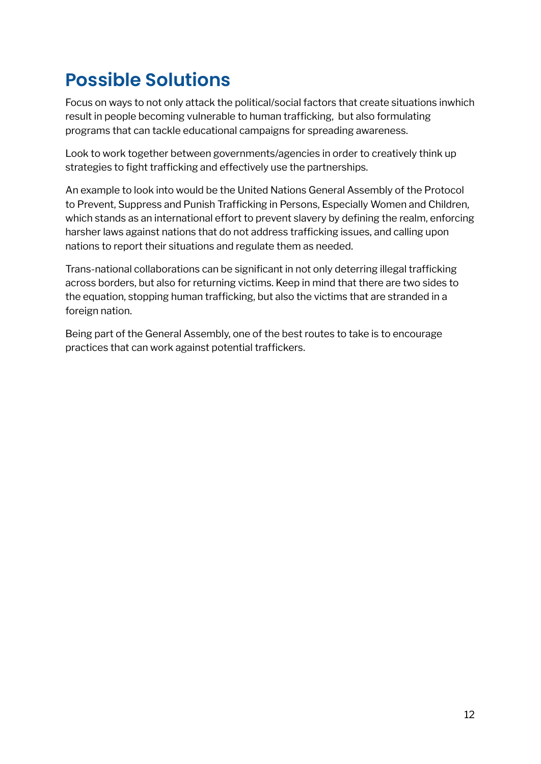## Possible Solutions

Focus on ways to not only attack the political/social factors that create situations inwhich result in people becoming vulnerable to human trafficking,  but also formulating programs that can tackle educational campaigns for spreading awareness.

Look to work together between governments/agencies in order to creatively think up strategies to fight trafficking and effectively use the partnerships.

An example to look into would be the United Nations General Assembly of the Protocol to Prevent, Suppress and Punish Trafficking in Persons, Especially Women and Children, which stands as an international effort to prevent slavery by defining the realm, enforcing harsher laws against nations that do not address trafficking issues, and calling upon nations to report their situations and regulate them as needed.

Trans-national collaborations can be significant in not only deterring illegal trafficking across borders, but also for returning victims. Keep in mind that there are two sides to the equation, stopping human trafficking, but also the victims that are stranded in a foreign nation.

Being part of the General Assembly, one of the best routes to take is to encourage practices that can work against potential traffickers.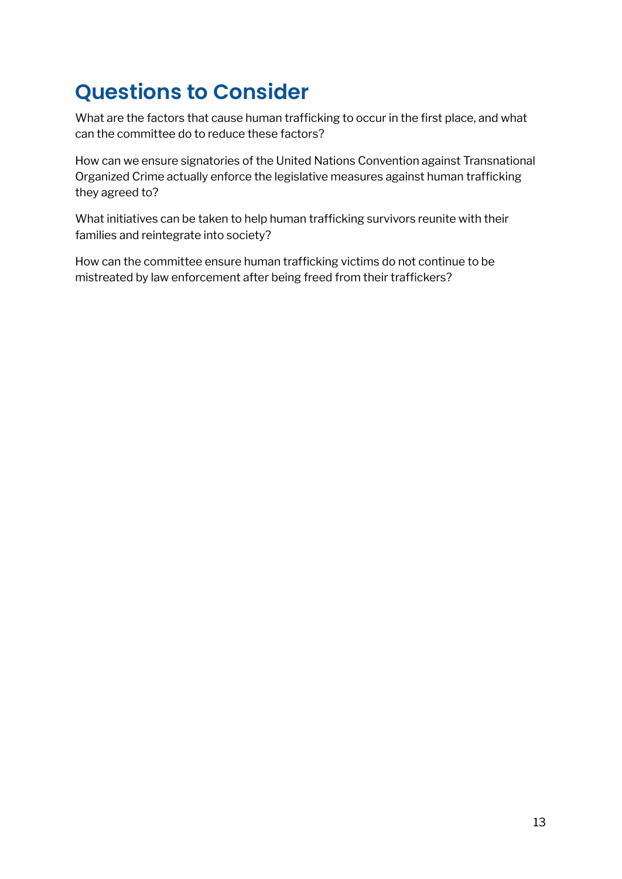## Questions to Consider

What are the factors that cause human trafficking to occur in the first place, and what can the committee do to reduce these factors?

How can we ensure signatories of the United Nations Convention against Transnational Organized Crime actually enforce the legislative measures against human trafficking they agreed to?

What initiatives can be taken to help human trafficking survivors reunite with their families and reintegrate into society?

How can the committee ensure human trafficking victims do not continue to be mistreated by law enforcement after being freed from their traffickers?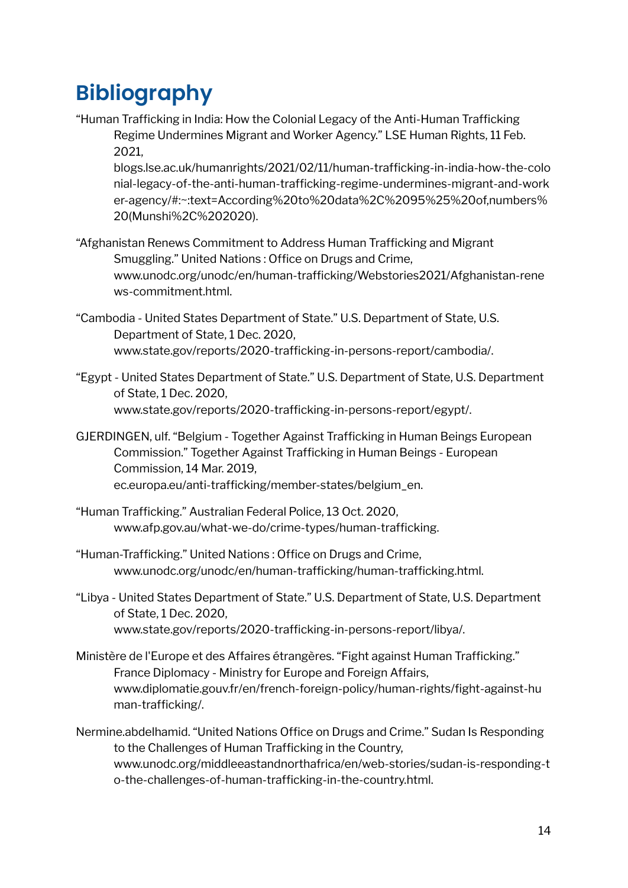# Bibliography

"Human Trafficking in India: How the Colonial Legacy of the Anti-Human Trafficking Regime Undermines Migrant and Worker Agency." LSE Human Rights, 11 Feb. 2021, blogs.lse.ac.uk/humanrights/2021/02/11/human-trafficking-in-india-how-the-colonial-legacy-of-the-anti-human-trafficking-regime-undermines-migrant-and-worker-agency/#:~:text=According%20to%20data%2C%2095%25%20of,numbers%20(Munshi%2C%202020).

"Afghanistan Renews Commitment to Address Human Trafficking and Migrant Smuggling." United Nations : Office on Drugs and Crime, www.unodc.org/unodc/en/human-trafficking/Webstories2021/Afghanistan-renews-commitment.html.

"Cambodia - United States Department of State." U.S. Department of State, U.S. Department of State, 1 Dec. 2020, www.state.gov/reports/2020-trafficking-in-persons-report/cambodia/.

"Egypt - United States Department of State." U.S. Department of State, U.S. Department of State, 1 Dec. 2020, www.state.gov/reports/2020-trafficking-in-persons-report/egypt/.

GJERDINGEN, ulf. "Belgium - Together Against Trafficking in Human Beings European Commission." Together Against Trafficking in Human Beings - European Commission, 14 Mar. 2019, ec.europa.eu/anti-trafficking/member-states/belgium_en.

"Human Trafficking." Australian Federal Police, 13 Oct. 2020, www.afp.gov.au/what-we-do/crime-types/human-trafficking.

"Human-Trafficking." United Nations : Office on Drugs and Crime, www.unodc.org/unodc/en/human-trafficking/human-trafficking.html.

"Libya - United States Department of State." U.S. Department of State, U.S. Department of State, 1 Dec. 2020, www.state.gov/reports/2020-trafficking-in-persons-report/libya/.

Ministère de l'Europe et des Affaires étrangères. "Fight against Human Trafficking." France Diplomacy - Ministry for Europe and Foreign Affairs, www.diplomatie.gouv.fr/en/french-foreign-policy/human-rights/fight-against-human-trafficking/.

Nermine.abdelhamid. "United Nations Office on Drugs and Crime." Sudan Is Responding to the Challenges of Human Trafficking in the Country, www.unodc.org/middleeastandnorthafrica/en/web-stories/sudan-is-responding-to-the-challenges-of-human-trafficking-in-the-country.html.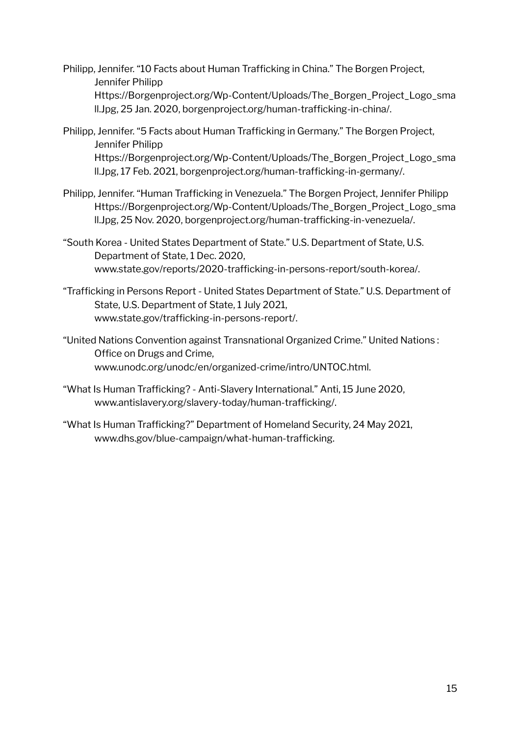Philipp, Jennifer. "10 Facts about Human Trafficking in China." The Borgen Project, Jennifer Philipp Https://Borgenproject.org/Wp-Content/Uploads/The_Borgen_Project_Logo_small.Jpg, 25 Jan. 2020, borgenproject.org/human-trafficking-in-china/.

Philipp, Jennifer. "5 Facts about Human Trafficking in Germany." The Borgen Project, Jennifer Philipp Https://Borgenproject.org/Wp-Content/Uploads/The_Borgen_Project_Logo_small.Jpg, 17 Feb. 2021, borgenproject.org/human-trafficking-in-germany/.

Philipp, Jennifer. "Human Trafficking in Venezuela." The Borgen Project, Jennifer Philipp Https://Borgenproject.org/Wp-Content/Uploads/The_Borgen_Project_Logo_small.Jpg, 25 Nov. 2020, borgenproject.org/human-trafficking-in-venezuela/.

"South Korea - United States Department of State." U.S. Department of State, U.S. Department of State, 1 Dec. 2020, www.state.gov/reports/2020-trafficking-in-persons-report/south-korea/.

"Trafficking in Persons Report - United States Department of State." U.S. Department of State, U.S. Department of State, 1 July 2021, www.state.gov/trafficking-in-persons-report/.

"United Nations Convention against Transnational Organized Crime." United Nations : Office on Drugs and Crime, www.unodc.org/unodc/en/organized-crime/intro/UNTOC.html.

"What Is Human Trafficking? - Anti-Slavery International." Anti, 15 June 2020, www.antislavery.org/slavery-today/human-trafficking/.

"What Is Human Trafficking?" Department of Homeland Security, 24 May 2021, www.dhs.gov/blue-campaign/what-human-trafficking.